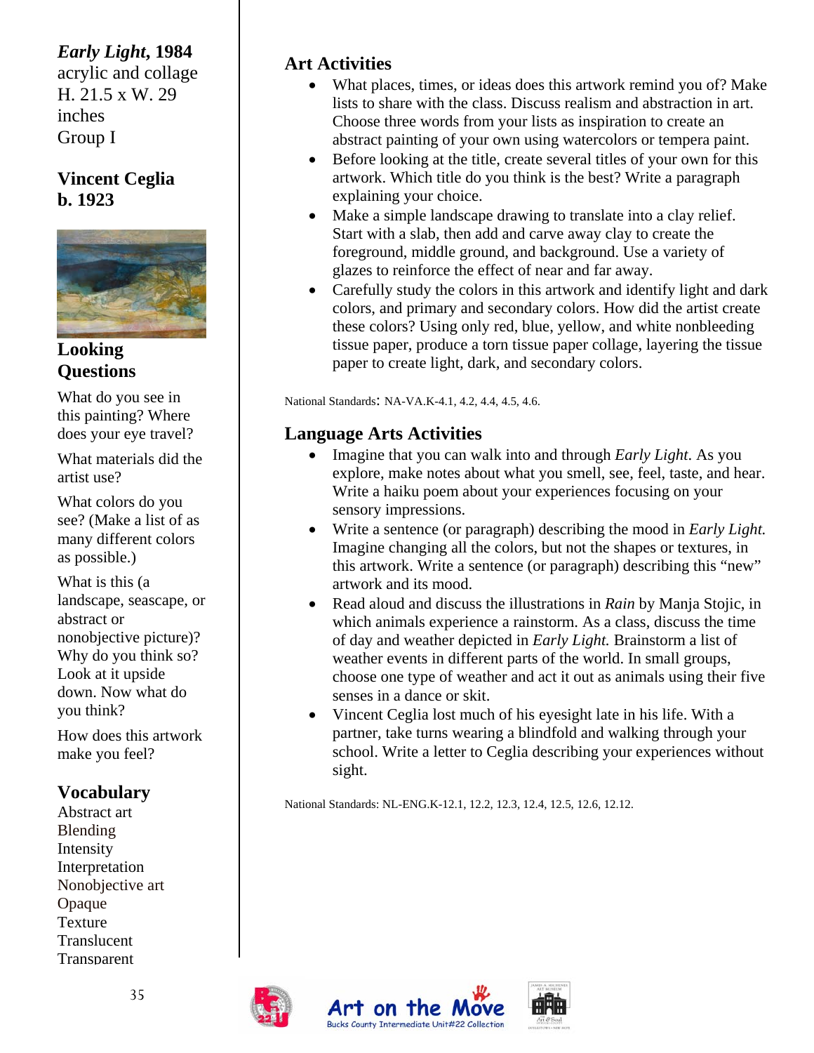***Early Light*, 1984**
acrylic and collage
H. 21.5 x W. 29 inches
Group I

**Vincent Ceglia**
**b. 1923**

## Looking Questions

What do you see in this painting? Where does your eye travel?

What materials did the artist use?

What colors do you see? (Make a list of as many different colors as possible.)

What is this (a landscape, seascape, or abstract or nonobjective picture)? Why do you think so? Look at it upside down. Now what do you think?

How does this artwork make you feel?

## Vocabulary

Abstract art
Blending
Intensity
Interpretation
Nonobjective art
Opaque
Texture
Translucent
Transparent

## Art Activities

- What places, times, or ideas does this artwork remind you of? Make lists to share with the class. Discuss realism and abstraction in art. Choose three words from your lists as inspiration to create an abstract painting of your own using watercolors or tempera paint.
- Before looking at the title, create several titles of your own for this artwork. Which title do you think is the best? Write a paragraph explaining your choice.
- Make a simple landscape drawing to translate into a clay relief. Start with a slab, then add and carve away clay to create the foreground, middle ground, and background. Use a variety of glazes to reinforce the effect of near and far away.
- Carefully study the colors in this artwork and identify light and dark colors, and primary and secondary colors. How did the artist create these colors? Using only red, blue, yellow, and white nonbleeding tissue paper, produce a torn tissue paper collage, layering the tissue paper to create light, dark, and secondary colors.

National Standards: NA-VA.K-4.1, 4.2, 4.4, 4.5, 4.6.

## Language Arts Activities

- Imagine that you can walk into and through *Early Light*. As you explore, make notes about what you smell, see, feel, taste, and hear. Write a haiku poem about your experiences focusing on your sensory impressions.
- Write a sentence (or paragraph) describing the mood in *Early Light.* Imagine changing all the colors, but not the shapes or textures, in this artwork. Write a sentence (or paragraph) describing this "new" artwork and its mood.
- Read aloud and discuss the illustrations in *Rain* by Manja Stojic, in which animals experience a rainstorm. As a class, discuss the time of day and weather depicted in *Early Light.* Brainstorm a list of weather events in different parts of the world. In small groups, choose one type of weather and act it out as animals using their five senses in a dance or skit.
- Vincent Ceglia lost much of his eyesight late in his life. With a partner, take turns wearing a blindfold and walking through your school. Write a letter to Ceglia describing your experiences without sight.

National Standards: NL-ENG.K-12.1, 12.2, 12.3, 12.4, 12.5, 12.6, 12.12.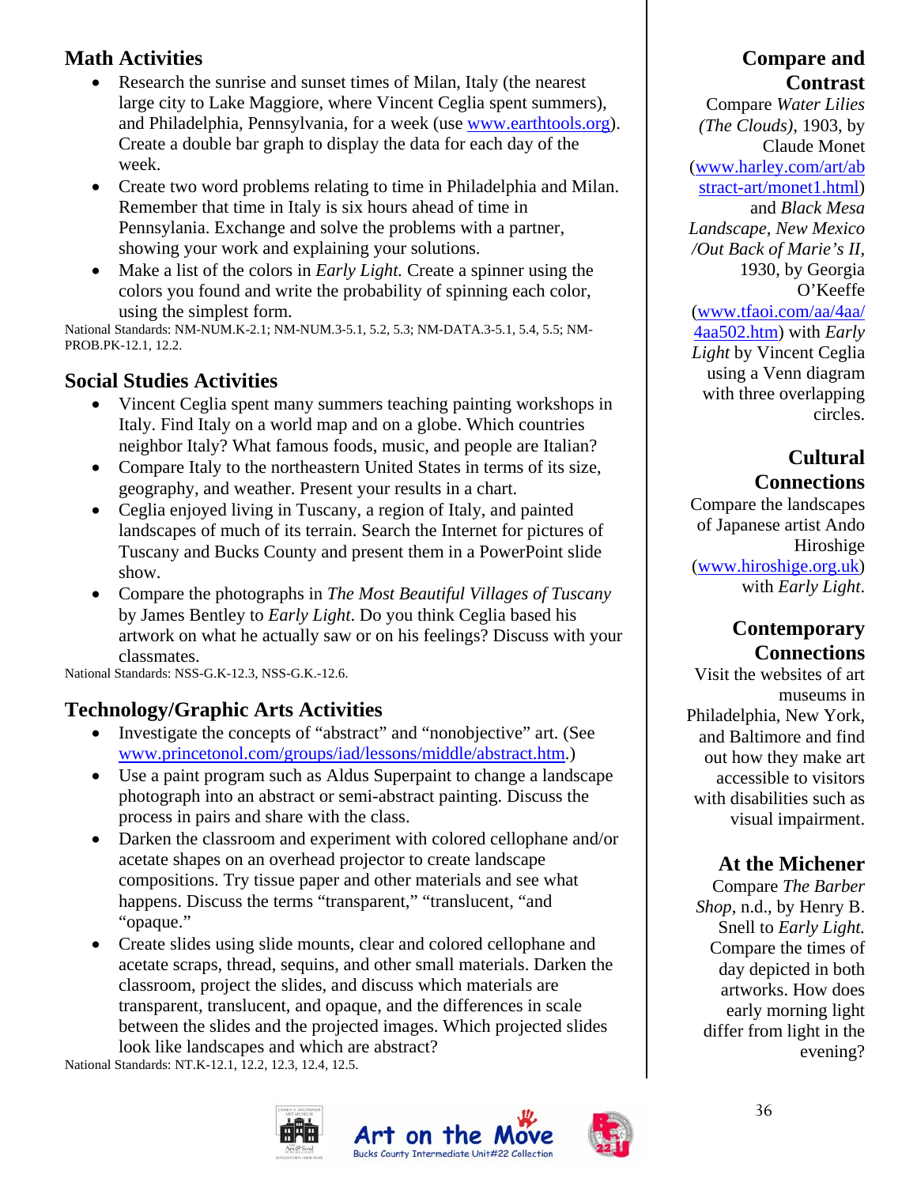## Math Activities

- Research the sunrise and sunset times of Milan, Italy (the nearest large city to Lake Maggiore, where Vincent Ceglia spent summers), and Philadelphia, Pennsylvania, for a week (use www.earthtools.org). Create a double bar graph to display the data for each day of the week.
- Create two word problems relating to time in Philadelphia and Milan. Remember that time in Italy is six hours ahead of time in Pennsylania. Exchange and solve the problems with a partner, showing your work and explaining your solutions.
- Make a list of the colors in *Early Light.* Create a spinner using the colors you found and write the probability of spinning each color, using the simplest form.

National Standards: NM-NUM.K-2.1; NM-NUM.3-5.1, 5.2, 5.3; NM-DATA.3-5.1, 5.4, 5.5; NM-PROB.PK-12.1, 12.2.

## Social Studies Activities

- Vincent Ceglia spent many summers teaching painting workshops in Italy. Find Italy on a world map and on a globe. Which countries neighbor Italy? What famous foods, music, and people are Italian?
- Compare Italy to the northeastern United States in terms of its size, geography, and weather. Present your results in a chart.
- Ceglia enjoyed living in Tuscany, a region of Italy, and painted landscapes of much of its terrain. Search the Internet for pictures of Tuscany and Bucks County and present them in a PowerPoint slide show.
- Compare the photographs in *The Most Beautiful Villages of Tuscany* by James Bentley to *Early Light*. Do you think Ceglia based his artwork on what he actually saw or on his feelings? Discuss with your classmates.

National Standards: NSS-G.K-12.3, NSS-G.K.-12.6.

## Technology/Graphic Arts Activities

- Investigate the concepts of "abstract" and "nonobjective" art. (See www.princetonol.com/groups/iad/lessons/middle/abstract.htm.)
- Use a paint program such as Aldus Superpaint to change a landscape photograph into an abstract or semi-abstract painting. Discuss the process in pairs and share with the class.
- Darken the classroom and experiment with colored cellophane and/or acetate shapes on an overhead projector to create landscape compositions. Try tissue paper and other materials and see what happens. Discuss the terms "transparent," "translucent, "and "opaque."
- Create slides using slide mounts, clear and colored cellophane and acetate scraps, thread, sequins, and other small materials. Darken the classroom, project the slides, and discuss which materials are transparent, translucent, and opaque, and the differences in scale between the slides and the projected images. Which projected slides look like landscapes and which are abstract?

National Standards: NT.K-12.1, 12.2, 12.3, 12.4, 12.5.

## Compare and Contrast

Compare *Water Lilies (The Clouds)*, 1903, by Claude Monet (www.harley.com/art/abstract-art/monet1.html) and *Black Mesa Landscape, New Mexico /Out Back of Marie's II*, 1930, by Georgia O'Keeffe (www.tfaoi.com/aa/4aa/4aa502.htm) with *Early Light* by Vincent Ceglia using a Venn diagram with three overlapping circles.

## Cultural Connections

Compare the landscapes of Japanese artist Ando Hiroshige (www.hiroshige.org.uk) with *Early Light*.

## Contemporary Connections

Visit the websites of art museums in Philadelphia, New York, and Baltimore and find out how they make art accessible to visitors with disabilities such as visual impairment.

## At the Michener

Compare *The Barber Shop*, n.d., by Henry B. Snell to *Early Light.* Compare the times of day depicted in both artworks. How does early morning light differ from light in the evening?